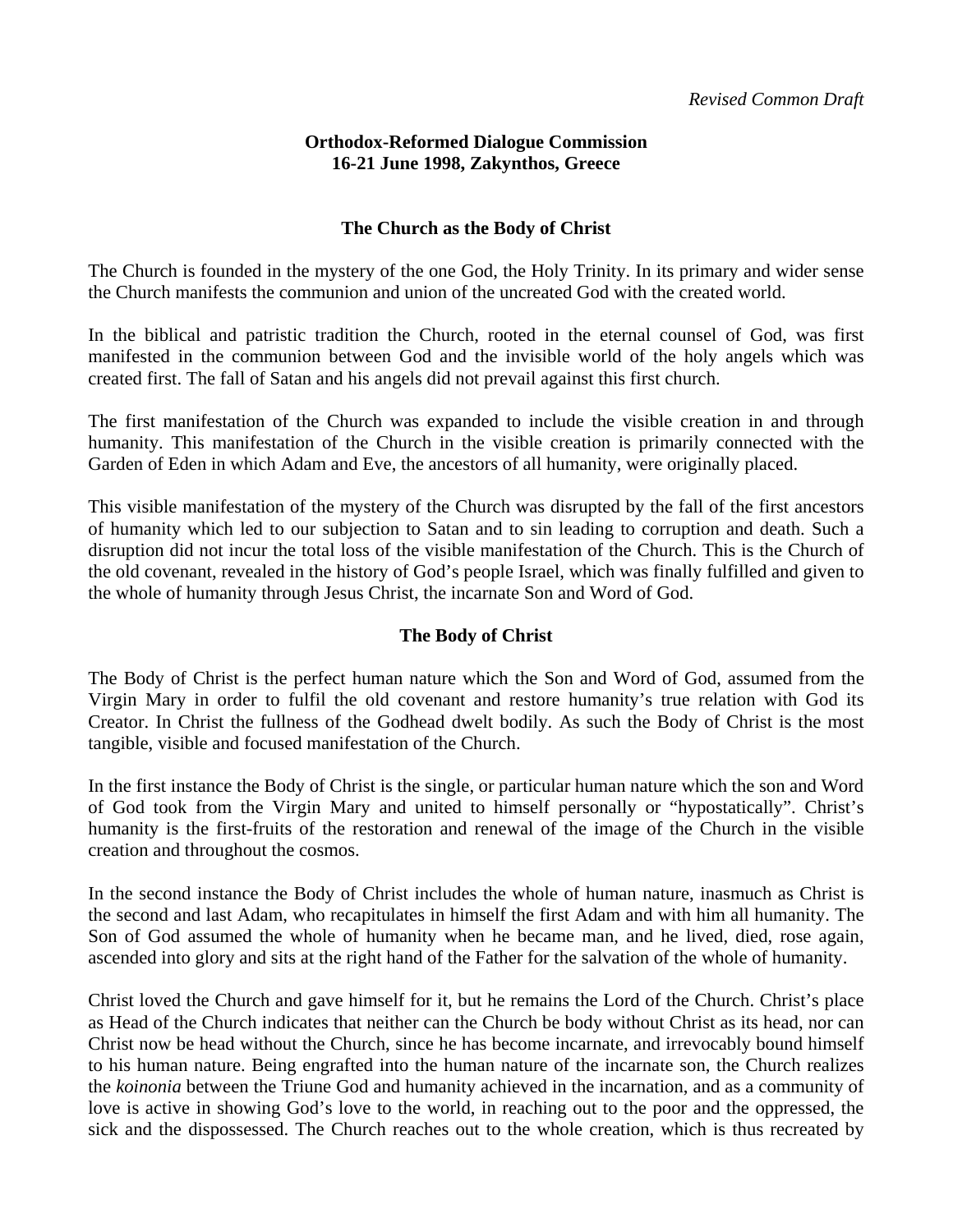*Revised Common Draft*

**Orthodox-Reformed Dialogue Commission**
**16-21 June 1998, Zakynthos, Greece**

## The Church as the Body of Christ

The Church is founded in the mystery of the one God, the Holy Trinity. In its primary and wider sense the Church manifests the communion and union of the uncreated God with the created world.

In the biblical and patristic tradition the Church, rooted in the eternal counsel of God, was first manifested in the communion between God and the invisible world of the holy angels which was created first. The fall of Satan and his angels did not prevail against this first church.

The first manifestation of the Church was expanded to include the visible creation in and through humanity. This manifestation of the Church in the visible creation is primarily connected with the Garden of Eden in which Adam and Eve, the ancestors of all humanity, were originally placed.

This visible manifestation of the mystery of the Church was disrupted by the fall of the first ancestors of humanity which led to our subjection to Satan and to sin leading to corruption and death. Such a disruption did not incur the total loss of the visible manifestation of the Church. This is the Church of the old covenant, revealed in the history of God's people Israel, which was finally fulfilled and given to the whole of humanity through Jesus Christ, the incarnate Son and Word of God.

## The Body of Christ

The Body of Christ is the perfect human nature which the Son and Word of God, assumed from the Virgin Mary in order to fulfil the old covenant and restore humanity's true relation with God its Creator. In Christ the fullness of the Godhead dwelt bodily. As such the Body of Christ is the most tangible, visible and focused manifestation of the Church.

In the first instance the Body of Christ is the single, or particular human nature which the son and Word of God took from the Virgin Mary and united to himself personally or "hypostatically". Christ's humanity is the first-fruits of the restoration and renewal of the image of the Church in the visible creation and throughout the cosmos.

In the second instance the Body of Christ includes the whole of human nature, inasmuch as Christ is the second and last Adam, who recapitulates in himself the first Adam and with him all humanity. The Son of God assumed the whole of humanity when he became man, and he lived, died, rose again, ascended into glory and sits at the right hand of the Father for the salvation of the whole of humanity.

Christ loved the Church and gave himself for it, but he remains the Lord of the Church. Christ's place as Head of the Church indicates that neither can the Church be body without Christ as its head, nor can Christ now be head without the Church, since he has become incarnate, and irrevocably bound himself to his human nature. Being engrafted into the human nature of the incarnate son, the Church realizes the *koinonia* between the Triune God and humanity achieved in the incarnation, and as a community of love is active in showing God's love to the world, in reaching out to the poor and the oppressed, the sick and the dispossessed. The Church reaches out to the whole creation, which is thus recreated by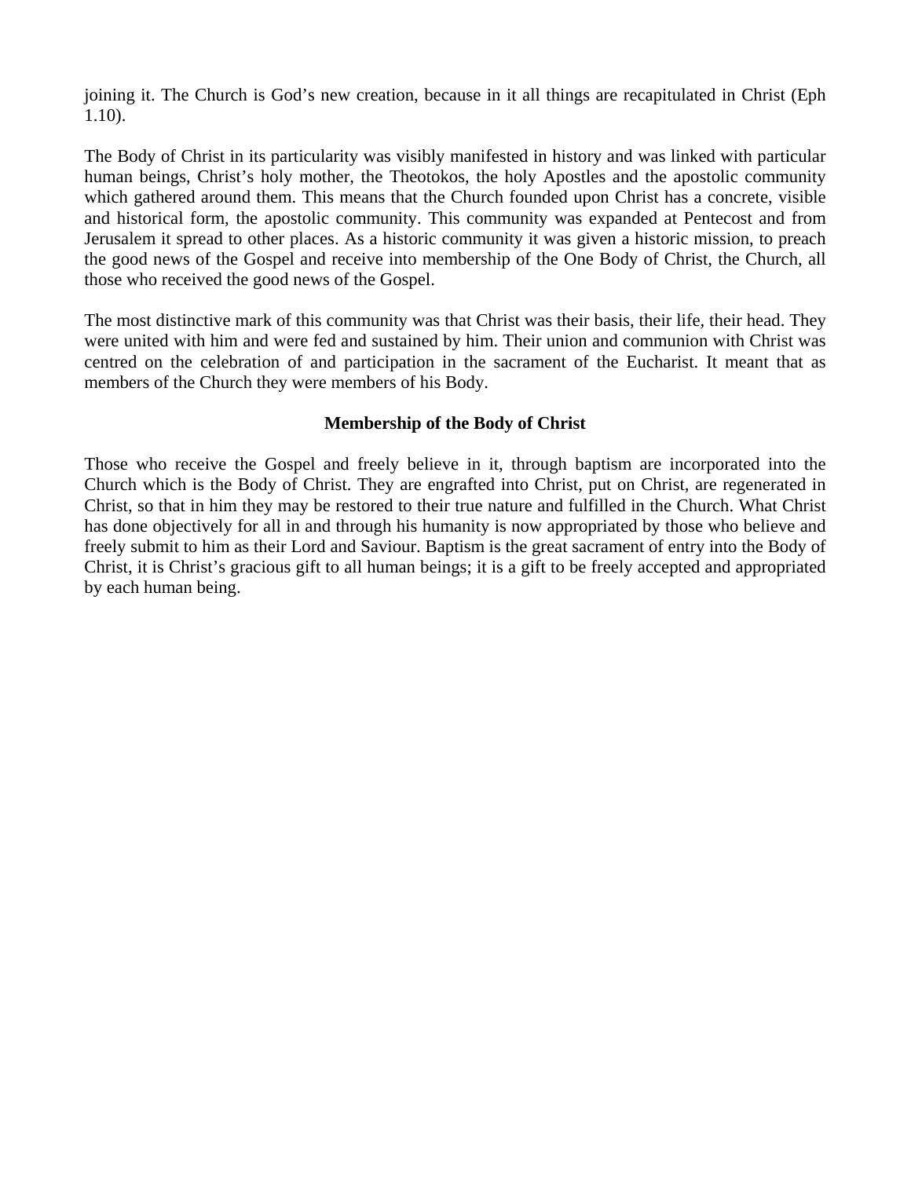joining it. The Church is God's new creation, because in it all things are recapitulated in Christ (Eph 1.10).

The Body of Christ in its particularity was visibly manifested in history and was linked with particular human beings, Christ's holy mother, the Theotokos, the holy Apostles and the apostolic community which gathered around them. This means that the Church founded upon Christ has a concrete, visible and historical form, the apostolic community. This community was expanded at Pentecost and from Jerusalem it spread to other places. As a historic community it was given a historic mission, to preach the good news of the Gospel and receive into membership of the One Body of Christ, the Church, all those who received the good news of the Gospel.

The most distinctive mark of this community was that Christ was their basis, their life, their head. They were united with him and were fed and sustained by him. Their union and communion with Christ was centred on the celebration of and participation in the sacrament of the Eucharist. It meant that as members of the Church they were members of his Body.

### Membership of the Body of Christ

Those who receive the Gospel and freely believe in it, through baptism are incorporated into the Church which is the Body of Christ. They are engrafted into Christ, put on Christ, are regenerated in Christ, so that in him they may be restored to their true nature and fulfilled in the Church. What Christ has done objectively for all in and through his humanity is now appropriated by those who believe and freely submit to him as their Lord and Saviour. Baptism is the great sacrament of entry into the Body of Christ, it is Christ's gracious gift to all human beings; it is a gift to be freely accepted and appropriated by each human being.